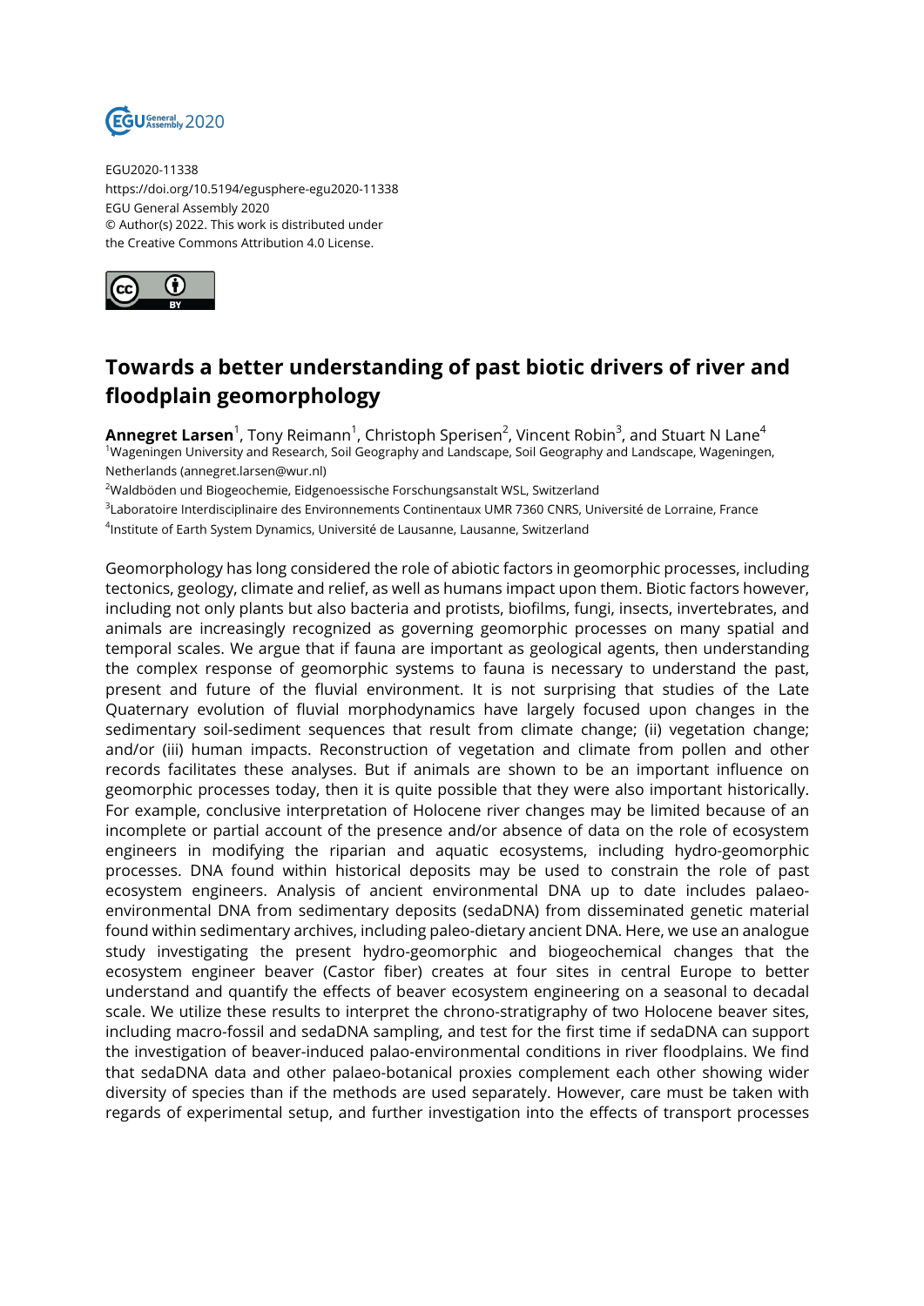EGU2020-11338
https://doi.org/10.5194/egusphere-egu2020-11338
EGU General Assembly 2020
© Author(s) 2022. This work is distributed under
the Creative Commons Attribution 4.0 License.

# Towards a better understanding of past biotic drivers of river and floodplain geomorphology

**Annegret Larsen**[1], Tony Reimann[1], Christoph Sperisen[2], Vincent Robin[3], and Stuart N Lane[4]

[1]Wageningen University and Research, Soil Geography and Landscape, Soil Geography and Landscape, Wageningen, Netherlands (annegret.larsen@wur.nl)

[2]Waldböden und Biogeochemie, Eidgenoessische Forschungsanstalt WSL, Switzerland

[3]Laboratoire Interdisciplinaire des Environnements Continentaux UMR 7360 CNRS, Université de Lorraine, France

[4]Institute of Earth System Dynamics, Université de Lausanne, Lausanne, Switzerland

Geomorphology has long considered the role of abiotic factors in geomorphic processes, including tectonics, geology, climate and relief, as well as humans impact upon them. Biotic factors however, including not only plants but also bacteria and protists, biofilms, fungi, insects, invertebrates, and animals are increasingly recognized as governing geomorphic processes on many spatial and temporal scales. We argue that if fauna are important as geological agents, then understanding the complex response of geomorphic systems to fauna is necessary to understand the past, present and future of the fluvial environment. It is not surprising that studies of the Late Quaternary evolution of fluvial morphodynamics have largely focused upon changes in the sedimentary soil-sediment sequences that result from climate change; (ii) vegetation change; and/or (iii) human impacts. Reconstruction of vegetation and climate from pollen and other records facilitates these analyses. But if animals are shown to be an important influence on geomorphic processes today, then it is quite possible that they were also important historically. For example, conclusive interpretation of Holocene river changes may be limited because of an incomplete or partial account of the presence and/or absence of data on the role of ecosystem engineers in modifying the riparian and aquatic ecosystems, including hydro-geomorphic processes. DNA found within historical deposits may be used to constrain the role of past ecosystem engineers. Analysis of ancient environmental DNA up to date includes palaeo-environmental DNA from sedimentary deposits (sedaDNA) from disseminated genetic material found within sedimentary archives, including paleo-dietary ancient DNA. Here, we use an analogue study investigating the present hydro-geomorphic and biogeochemical changes that the ecosystem engineer beaver (Castor fiber) creates at four sites in central Europe to better understand and quantify the effects of beaver ecosystem engineering on a seasonal to decadal scale. We utilize these results to interpret the chrono-stratigraphy of two Holocene beaver sites, including macro-fossil and sedaDNA sampling, and test for the first time if sedaDNA can support the investigation of beaver-induced palao-environmental conditions in river floodplains. We find that sedaDNA data and other palaeo-botanical proxies complement each other showing wider diversity of species than if the methods are used separately. However, care must be taken with regards of experimental setup, and further investigation into the effects of transport processes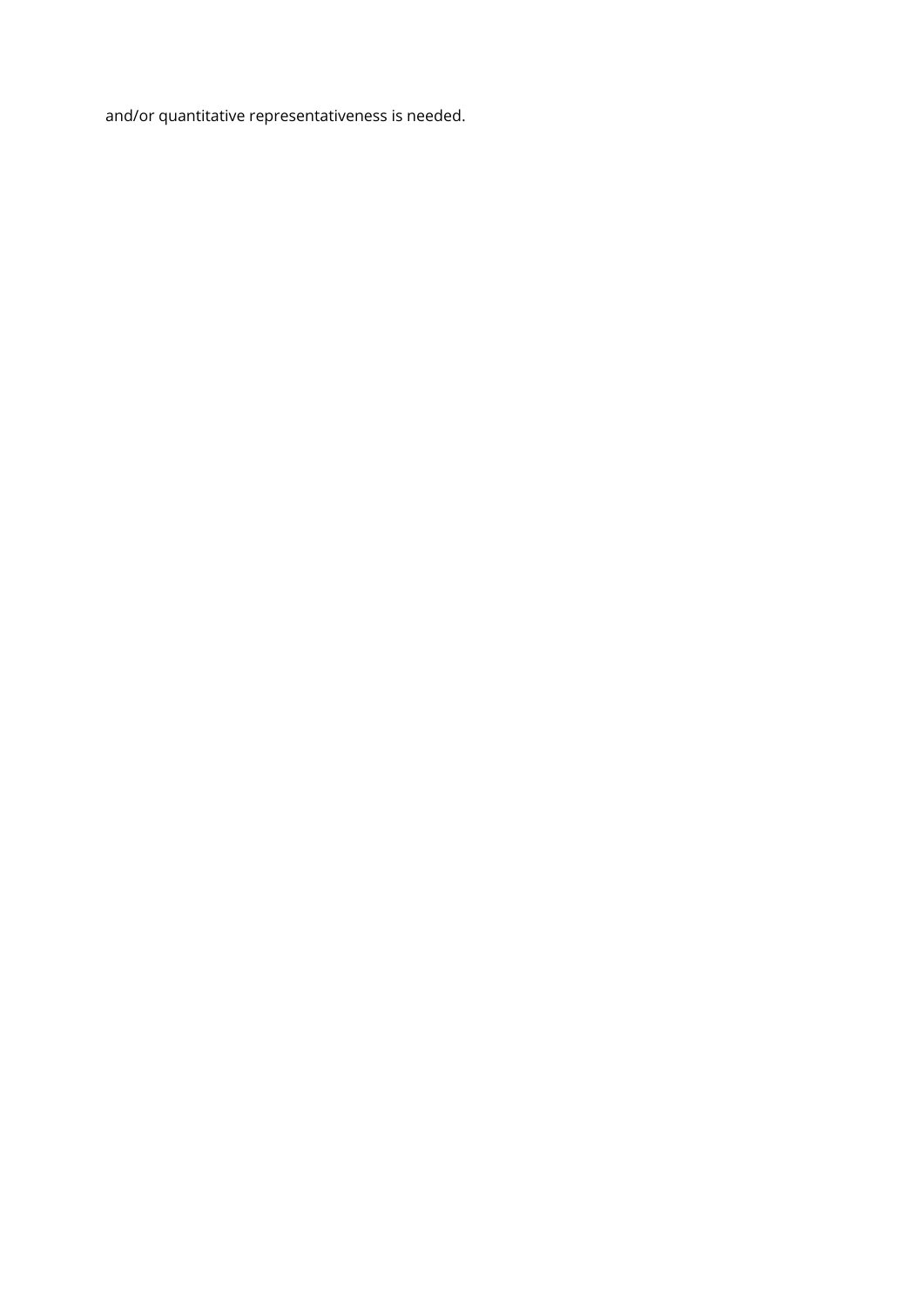and/or quantitative representativeness is needed.